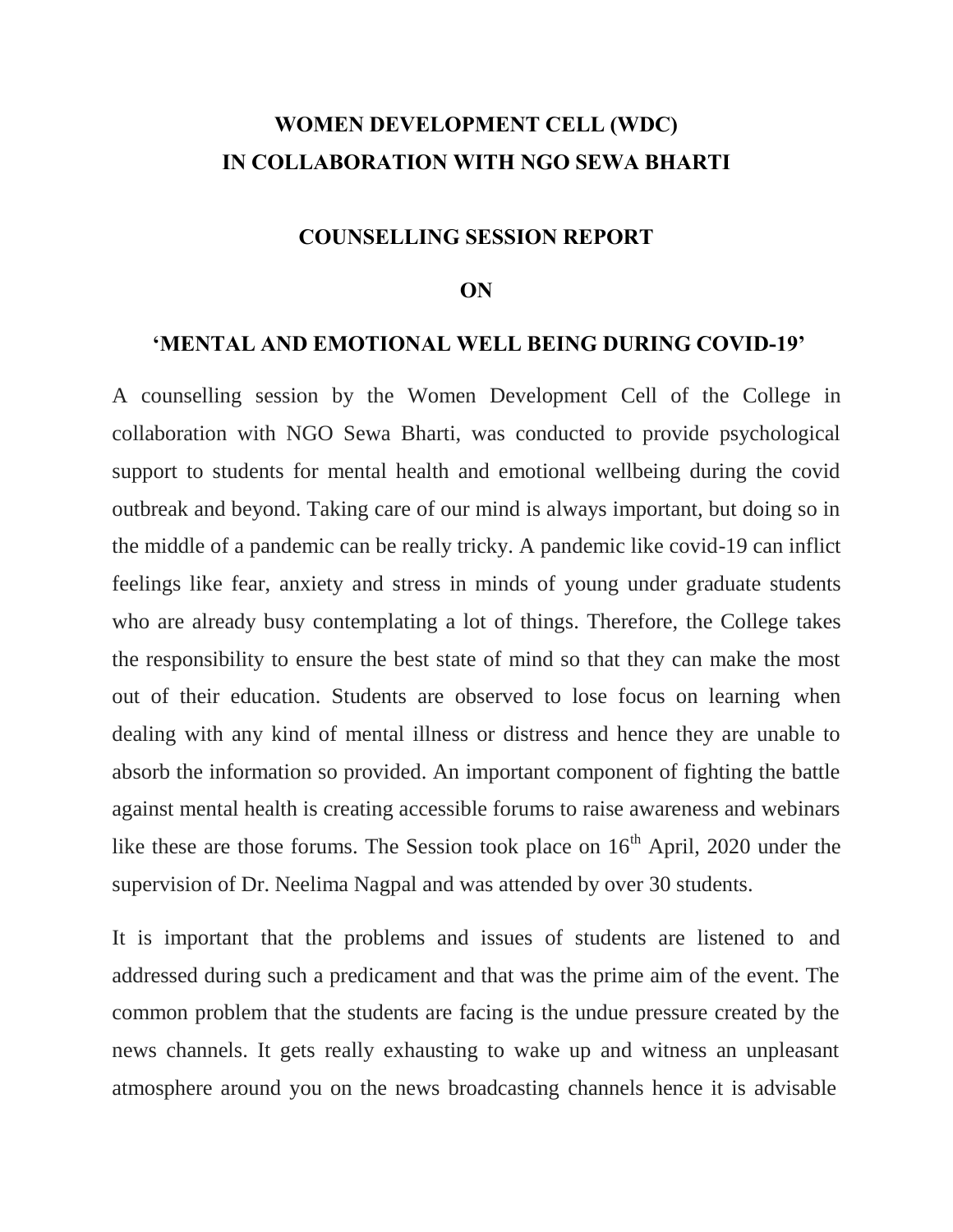# WOMEN DEVELOPMENT CELL (WDC)
# IN COLLABORATION WITH NGO SEWA BHARTI

## COUNSELLING SESSION REPORT

## ON

## 'MENTAL AND EMOTIONAL WELL BEING DURING COVID-19'

A counselling session by the Women Development Cell of the College in collaboration with NGO Sewa Bharti, was conducted to provide psychological support to students for mental health and emotional wellbeing during the covid outbreak and beyond. Taking care of our mind is always important, but doing so in the middle of a pandemic can be really tricky. A pandemic like covid-19 can inflict feelings like fear, anxiety and stress in minds of young under graduate students who are already busy contemplating a lot of things. Therefore, the College takes the responsibility to ensure the best state of mind so that they can make the most out of their education. Students are observed to lose focus on learning when dealing with any kind of mental illness or distress and hence they are unable to absorb the information so provided. An important component of fighting the battle against mental health is creating accessible forums to raise awareness and webinars like these are those forums. The Session took place on 16th April, 2020 under the supervision of Dr. Neelima Nagpal and was attended by over 30 students.

It is important that the problems and issues of students are listened to and addressed during such a predicament and that was the prime aim of the event. The common problem that the students are facing is the undue pressure created by the news channels. It gets really exhausting to wake up and witness an unpleasant atmosphere around you on the news broadcasting channels hence it is advisable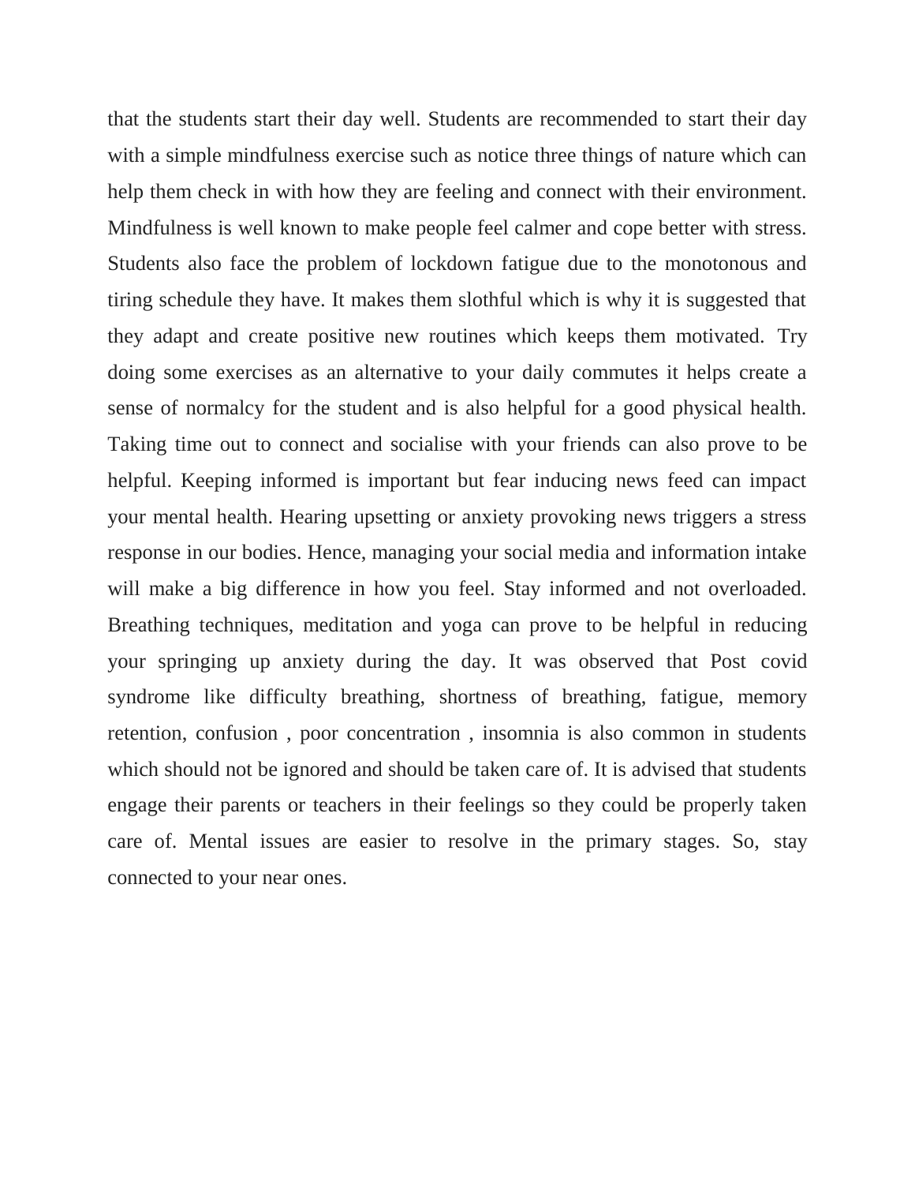that the students start their day well. Students are recommended to start their day with a simple mindfulness exercise such as notice three things of nature which can help them check in with how they are feeling and connect with their environment. Mindfulness is well known to make people feel calmer and cope better with stress. Students also face the problem of lockdown fatigue due to the monotonous and tiring schedule they have. It makes them slothful which is why it is suggested that they adapt and create positive new routines which keeps them motivated. Try doing some exercises as an alternative to your daily commutes it helps create a sense of normalcy for the student and is also helpful for a good physical health. Taking time out to connect and socialise with your friends can also prove to be helpful. Keeping informed is important but fear inducing news feed can impact your mental health. Hearing upsetting or anxiety provoking news triggers a stress response in our bodies. Hence, managing your social media and information intake will make a big difference in how you feel. Stay informed and not overloaded. Breathing techniques, meditation and yoga can prove to be helpful in reducing your springing up anxiety during the day. It was observed that Post covid syndrome like difficulty breathing, shortness of breathing, fatigue, memory retention, confusion , poor concentration , insomnia is also common in students which should not be ignored and should be taken care of. It is advised that students engage their parents or teachers in their feelings so they could be properly taken care of. Mental issues are easier to resolve in the primary stages. So, stay connected to your near ones.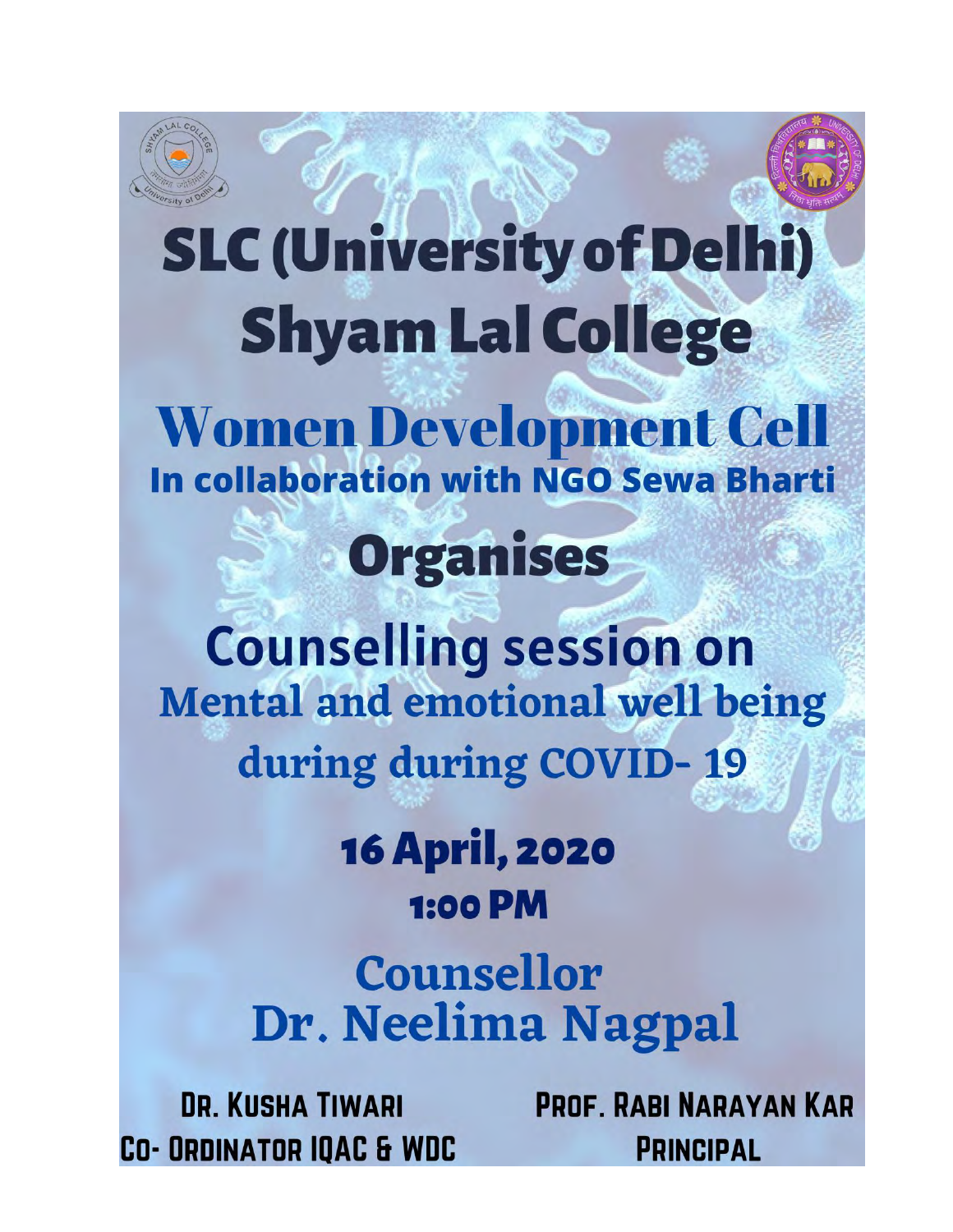# SLC (University of Delhi)
# Shyam Lal College

## Women Development Cell

**In collaboration with NGO Sewa Bharti**

## Organises

## Counselling session on

### Mental and emotional well being during during COVID- 19

**16 April, 2020**

**1:00 PM**

## Counsellor
## Dr. Neelima Nagpal

**Dr. Kusha Tiwari**
**Co- Ordinator IQAC & WDC**

**Prof. Rabi Narayan Kar**
**Principal**